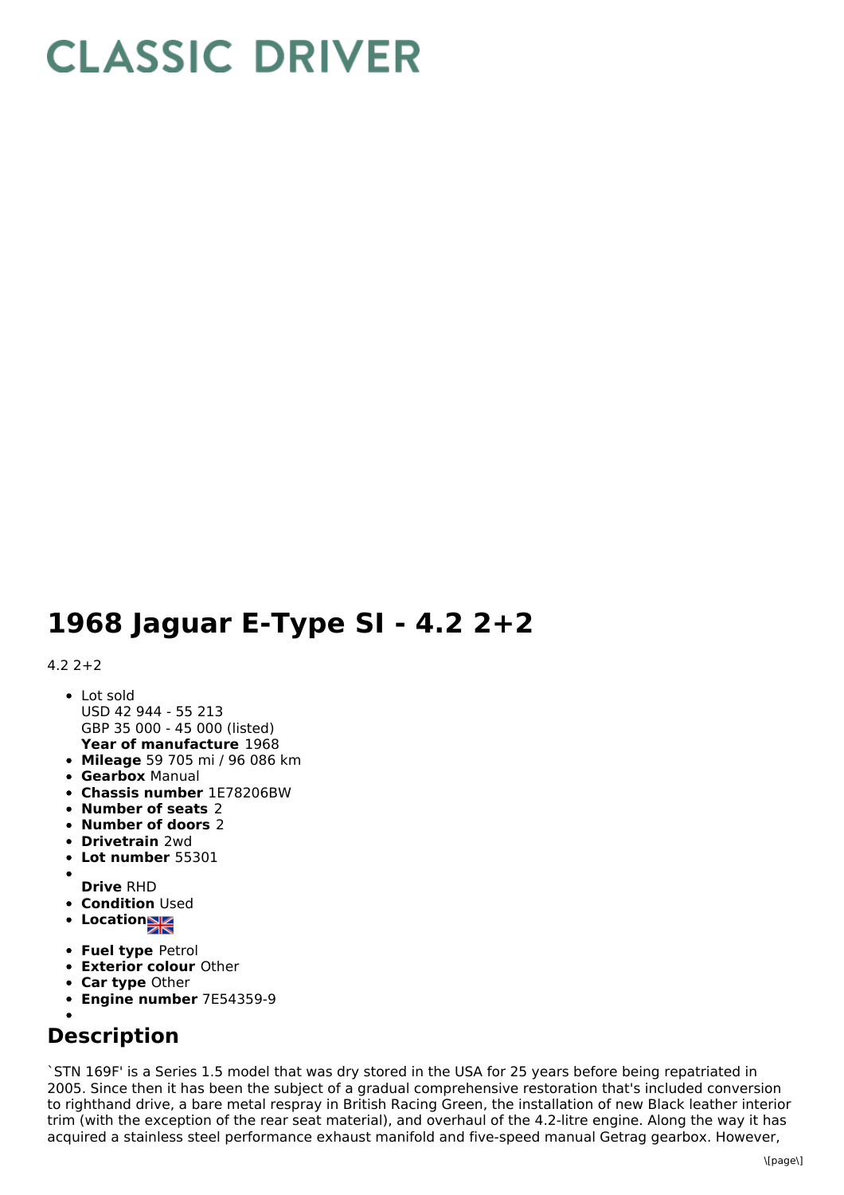# CLASSIC DRIVER

# 1968 Jaguar E-Type SI - 4.2 2+2

4.2 2+2

- Lot sold
  USD 42 944 - 55 213
  GBP 35 000 - 45 000 (listed)
  **Year of manufacture** 1968
- **Mileage** 59 705 mi / 96 086 km
- **Gearbox** Manual
- **Chassis number** 1E78206BW
- **Number of seats** 2
- **Number of doors** 2
- **Drivetrain** 2wd
- **Lot number** 55301
- **Drive** RHD
- **Condition** Used
- **Location**
- **Fuel type** Petrol
- **Exterior colour** Other
- **Car type** Other
- **Engine number** 7E54359-9

## Description

`STN 169F' is a Series 1.5 model that was dry stored in the USA for 25 years before being repatriated in 2005. Since then it has been the subject of a gradual comprehensive restoration that's included conversion to righthand drive, a bare metal respray in British Racing Green, the installation of new Black leather interior trim (with the exception of the rear seat material), and overhaul of the 4.2-litre engine. Along the way it has acquired a stainless steel performance exhaust manifold and five-speed manual Getrag gearbox. However,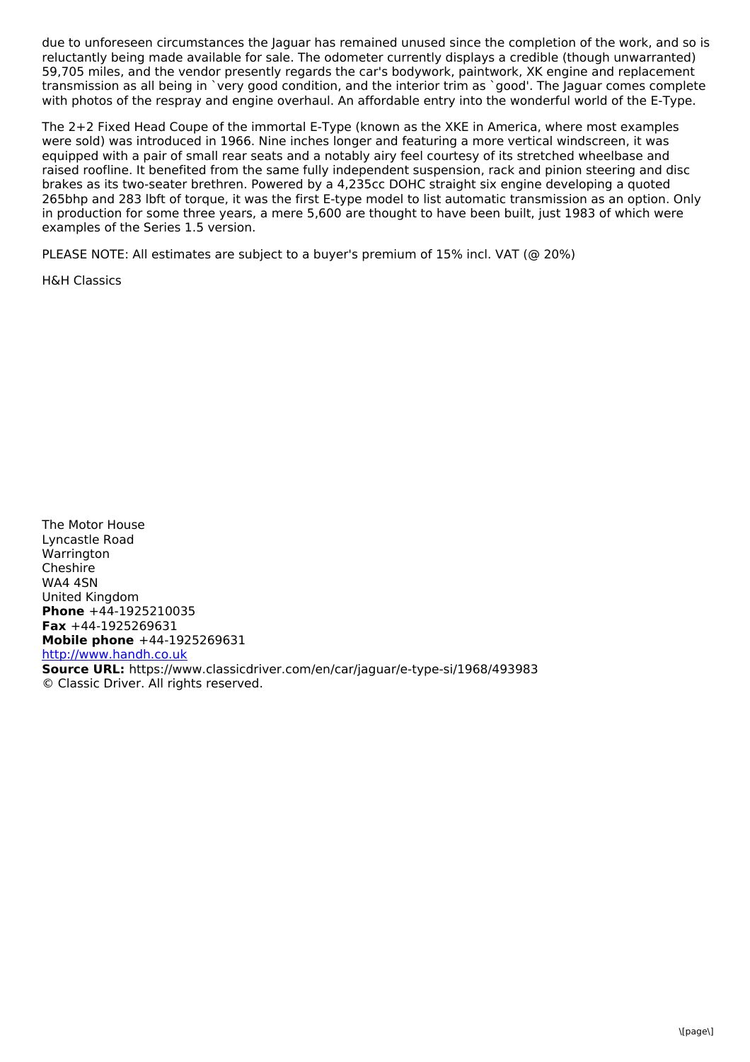due to unforeseen circumstances the Jaguar has remained unused since the completion of the work, and so is reluctantly being made available for sale. The odometer currently displays a credible (though unwarranted) 59,705 miles, and the vendor presently regards the car's bodywork, paintwork, XK engine and replacement transmission as all being in `very good condition, and the interior trim as `good'. The Jaguar comes complete with photos of the respray and engine overhaul. An affordable entry into the wonderful world of the E-Type.

The 2+2 Fixed Head Coupe of the immortal E-Type (known as the XKE in America, where most examples were sold) was introduced in 1966. Nine inches longer and featuring a more vertical windscreen, it was equipped with a pair of small rear seats and a notably airy feel courtesy of its stretched wheelbase and raised roofline. It benefited from the same fully independent suspension, rack and pinion steering and disc brakes as its two-seater brethren. Powered by a 4,235cc DOHC straight six engine developing a quoted 265bhp and 283 lbft of torque, it was the first E-type model to list automatic transmission as an option. Only in production for some three years, a mere 5,600 are thought to have been built, just 1983 of which were examples of the Series 1.5 version.

PLEASE NOTE: All estimates are subject to a buyer's premium of 15% incl. VAT (@ 20%)

H&H Classics

The Motor House
Lyncastle Road
Warrington
Cheshire
WA4 4SN
United Kingdom
**Phone** +44-1925210035
**Fax** +44-1925269631
**Mobile phone** +44-1925269631
http://www.handh.co.uk
**Source URL:** https://www.classicdriver.com/en/car/jaguar/e-type-si/1968/493983
© Classic Driver. All rights reserved.